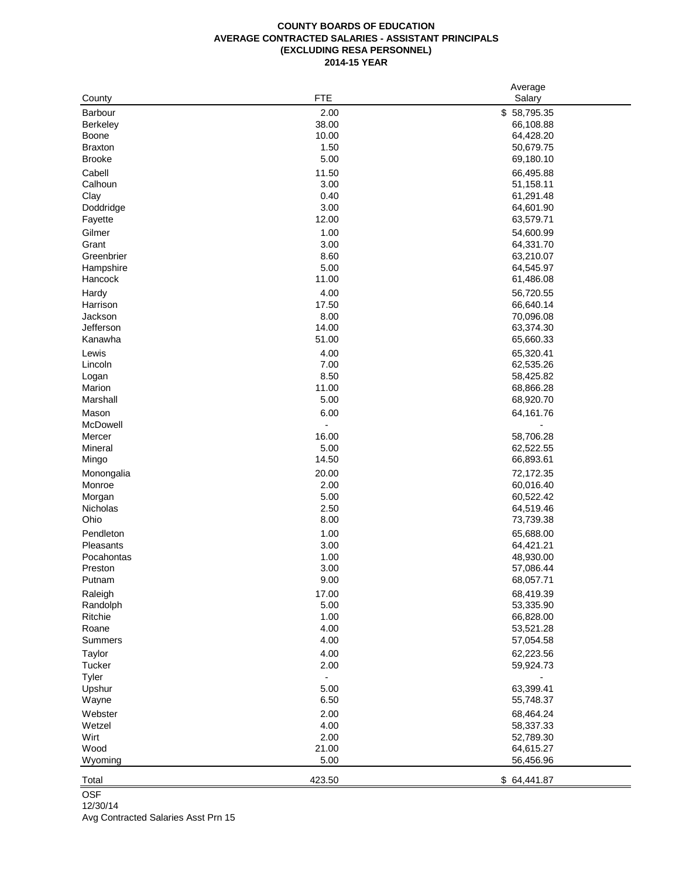# COUNTY BOARDS OF EDUCATION
## AVERAGE CONTRACTED SALARIES - ASSISTANT PRINCIPALS
## (EXCLUDING RESA PERSONNEL)
## 2014-15 YEAR

| County | FTE | Average Salary |
|---|---|---|
| Barbour | 2.00 | $ 58,795.35 |
| Berkeley | 38.00 | 66,108.88 |
| Boone | 10.00 | 64,428.20 |
| Braxton | 1.50 | 50,679.75 |
| Brooke | 5.00 | 69,180.10 |
| Cabell | 11.50 | 66,495.88 |
| Calhoun | 3.00 | 51,158.11 |
| Clay | 0.40 | 61,291.48 |
| Doddridge | 3.00 | 64,601.90 |
| Fayette | 12.00 | 63,579.71 |
| Gilmer | 1.00 | 54,600.99 |
| Grant | 3.00 | 64,331.70 |
| Greenbrier | 8.60 | 63,210.07 |
| Hampshire | 5.00 | 64,545.97 |
| Hancock | 11.00 | 61,486.08 |
| Hardy | 4.00 | 56,720.55 |
| Harrison | 17.50 | 66,640.14 |
| Jackson | 8.00 | 70,096.08 |
| Jefferson | 14.00 | 63,374.30 |
| Kanawha | 51.00 | 65,660.33 |
| Lewis | 4.00 | 65,320.41 |
| Lincoln | 7.00 | 62,535.26 |
| Logan | 8.50 | 58,425.82 |
| Marion | 11.00 | 68,866.28 |
| Marshall | 5.00 | 68,920.70 |
| Mason | 6.00 | 64,161.76 |
| McDowell | - | - |
| Mercer | 16.00 | 58,706.28 |
| Mineral | 5.00 | 62,522.55 |
| Mingo | 14.50 | 66,893.61 |
| Monongalia | 20.00 | 72,172.35 |
| Monroe | 2.00 | 60,016.40 |
| Morgan | 5.00 | 60,522.42 |
| Nicholas | 2.50 | 64,519.46 |
| Ohio | 8.00 | 73,739.38 |
| Pendleton | 1.00 | 65,688.00 |
| Pleasants | 3.00 | 64,421.21 |
| Pocahontas | 1.00 | 48,930.00 |
| Preston | 3.00 | 57,086.44 |
| Putnam | 9.00 | 68,057.71 |
| Raleigh | 17.00 | 68,419.39 |
| Randolph | 5.00 | 53,335.90 |
| Ritchie | 1.00 | 66,828.00 |
| Roane | 4.00 | 53,521.28 |
| Summers | 4.00 | 57,054.58 |
| Taylor | 4.00 | 62,223.56 |
| Tucker | 2.00 | 59,924.73 |
| Tyler | - | - |
| Upshur | 5.00 | 63,399.41 |
| Wayne | 6.50 | 55,748.37 |
| Webster | 2.00 | 68,464.24 |
| Wetzel | 4.00 | 58,337.33 |
| Wirt | 2.00 | 52,789.30 |
| Wood | 21.00 | 64,615.27 |
| Wyoming | 5.00 | 56,456.96 |
| Total | 423.50 | $ 64,441.87 |

OSF
12/30/14
Avg Contracted Salaries Asst Prn 15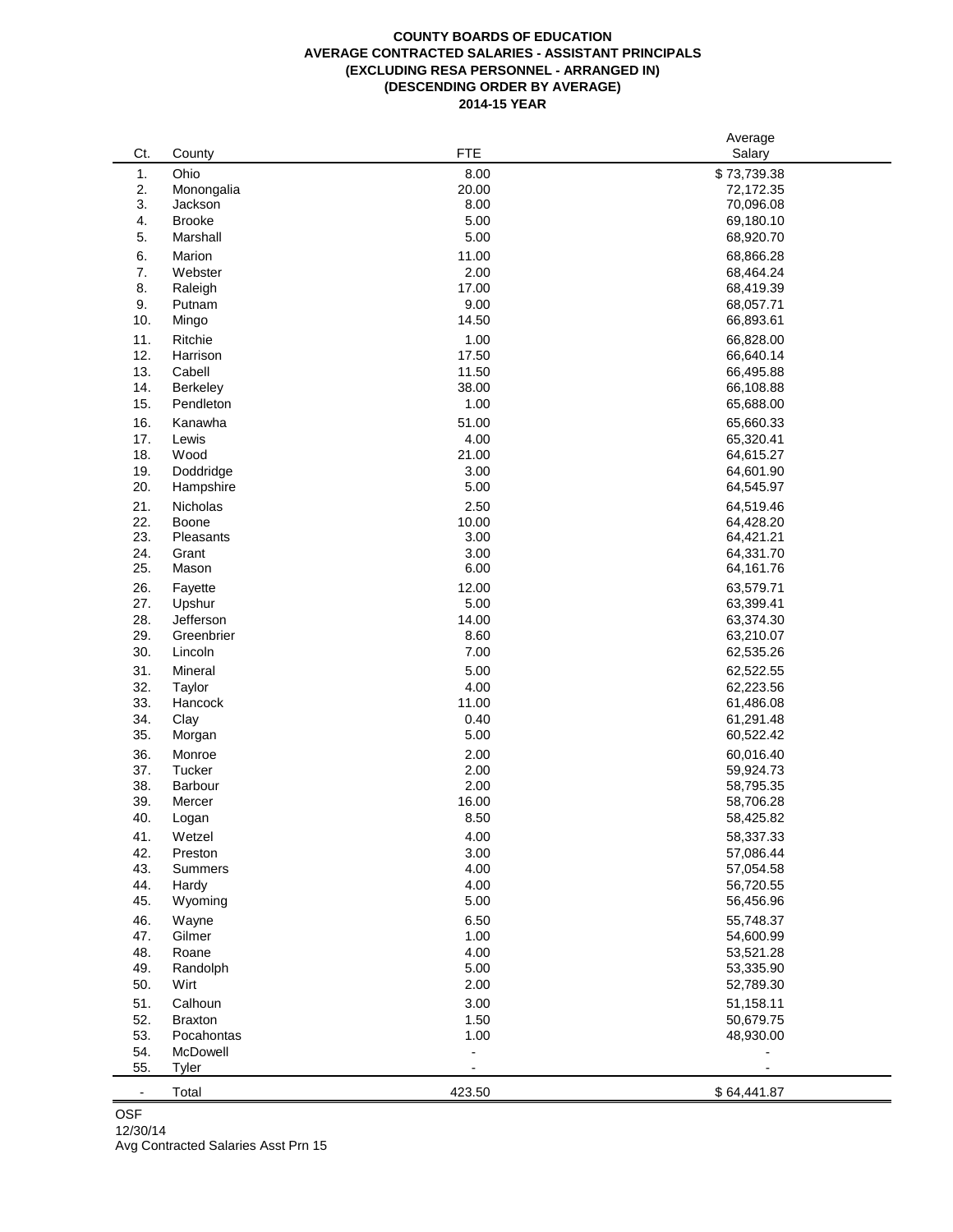**COUNTY BOARDS OF EDUCATION**
**AVERAGE CONTRACTED SALARIES - ASSISTANT PRINCIPALS**
**(EXCLUDING RESA PERSONNEL - ARRANGED IN)**
**(DESCENDING ORDER BY AVERAGE)**
**2014-15 YEAR**

| Ct. | County | FTE | Average Salary |
|---|---|---|---|
| 1. | Ohio | 8.00 | $ 73,739.38 |
| 2. | Monongalia | 20.00 | 72,172.35 |
| 3. | Jackson | 8.00 | 70,096.08 |
| 4. | Brooke | 5.00 | 69,180.10 |
| 5. | Marshall | 5.00 | 68,920.70 |
| 6. | Marion | 11.00 | 68,866.28 |
| 7. | Webster | 2.00 | 68,464.24 |
| 8. | Raleigh | 17.00 | 68,419.39 |
| 9. | Putnam | 9.00 | 68,057.71 |
| 10. | Mingo | 14.50 | 66,893.61 |
| 11. | Ritchie | 1.00 | 66,828.00 |
| 12. | Harrison | 17.50 | 66,640.14 |
| 13. | Cabell | 11.50 | 66,495.88 |
| 14. | Berkeley | 38.00 | 66,108.88 |
| 15. | Pendleton | 1.00 | 65,688.00 |
| 16. | Kanawha | 51.00 | 65,660.33 |
| 17. | Lewis | 4.00 | 65,320.41 |
| 18. | Wood | 21.00 | 64,615.27 |
| 19. | Doddridge | 3.00 | 64,601.90 |
| 20. | Hampshire | 5.00 | 64,545.97 |
| 21. | Nicholas | 2.50 | 64,519.46 |
| 22. | Boone | 10.00 | 64,428.20 |
| 23. | Pleasants | 3.00 | 64,421.21 |
| 24. | Grant | 3.00 | 64,331.70 |
| 25. | Mason | 6.00 | 64,161.76 |
| 26. | Fayette | 12.00 | 63,579.71 |
| 27. | Upshur | 5.00 | 63,399.41 |
| 28. | Jefferson | 14.00 | 63,374.30 |
| 29. | Greenbrier | 8.60 | 63,210.07 |
| 30. | Lincoln | 7.00 | 62,535.26 |
| 31. | Mineral | 5.00 | 62,522.55 |
| 32. | Taylor | 4.00 | 62,223.56 |
| 33. | Hancock | 11.00 | 61,486.08 |
| 34. | Clay | 0.40 | 61,291.48 |
| 35. | Morgan | 5.00 | 60,522.42 |
| 36. | Monroe | 2.00 | 60,016.40 |
| 37. | Tucker | 2.00 | 59,924.73 |
| 38. | Barbour | 2.00 | 58,795.35 |
| 39. | Mercer | 16.00 | 58,706.28 |
| 40. | Logan | 8.50 | 58,425.82 |
| 41. | Wetzel | 4.00 | 58,337.33 |
| 42. | Preston | 3.00 | 57,086.44 |
| 43. | Summers | 4.00 | 57,054.58 |
| 44. | Hardy | 4.00 | 56,720.55 |
| 45. | Wyoming | 5.00 | 56,456.96 |
| 46. | Wayne | 6.50 | 55,748.37 |
| 47. | Gilmer | 1.00 | 54,600.99 |
| 48. | Roane | 4.00 | 53,521.28 |
| 49. | Randolph | 5.00 | 53,335.90 |
| 50. | Wirt | 2.00 | 52,789.30 |
| 51. | Calhoun | 3.00 | 51,158.11 |
| 52. | Braxton | 1.50 | 50,679.75 |
| 53. | Pocahontas | 1.00 | 48,930.00 |
| 54. | McDowell | - | - |
| 55. | Tyler | - | - |
| - | Total | 423.50 | $ 64,441.87 |

OSF
12/30/14
Avg Contracted Salaries Asst Prn 15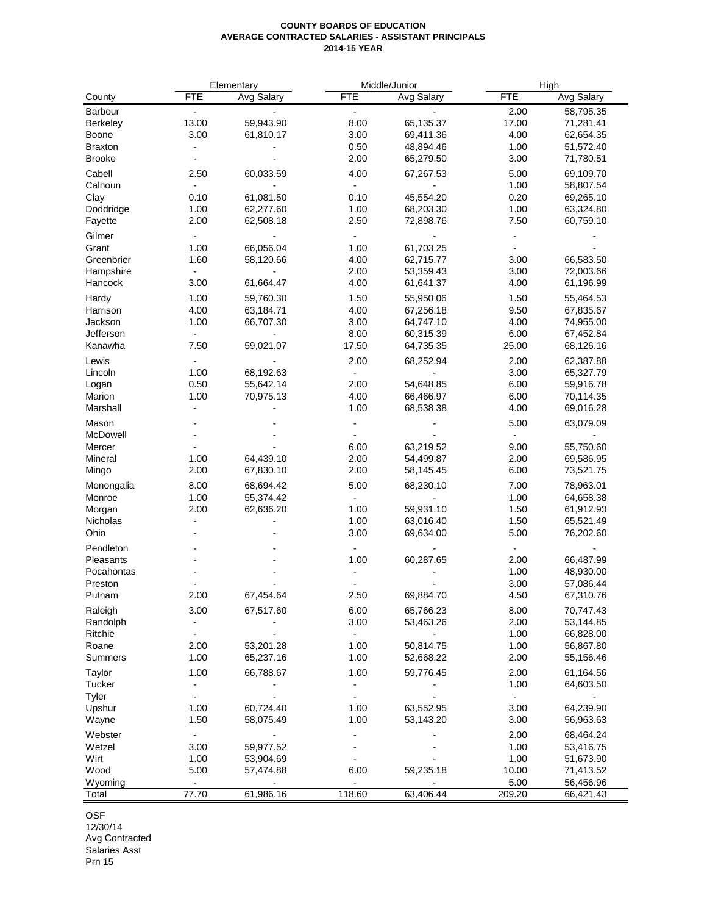**COUNTY BOARDS OF EDUCATION**
**AVERAGE CONTRACTED SALARIES - ASSISTANT PRINCIPALS**
**2014-15 YEAR**

| | Elementary | | Middle/Junior | | High | |
|---|---|---|---|---|---|---|
| County | FTE | Avg Salary | FTE | Avg Salary | FTE | Avg Salary |
| Barbour | - | - | - | - | 2.00 | 58,795.35 |
| Berkeley | 13.00 | 59,943.90 | 8.00 | 65,135.37 | 17.00 | 71,281.41 |
| Boone | 3.00 | 61,810.17 | 3.00 | 69,411.36 | 4.00 | 62,654.35 |
| Braxton | - | - | 0.50 | 48,894.46 | 1.00 | 51,572.40 |
| Brooke | - | - | 2.00 | 65,279.50 | 3.00 | 71,780.51 |
| Cabell | 2.50 | 60,033.59 | 4.00 | 67,267.53 | 5.00 | 69,109.70 |
| Calhoun | - | - | - | - | 1.00 | 58,807.54 |
| Clay | 0.10 | 61,081.50 | 0.10 | 45,554.20 | 0.20 | 69,265.10 |
| Doddridge | 1.00 | 62,277.60 | 1.00 | 68,203.30 | 1.00 | 63,324.80 |
| Fayette | 2.00 | 62,508.18 | 2.50 | 72,898.76 | 7.50 | 60,759.10 |
| Gilmer | - | - | - | - | - | - |
| Grant | 1.00 | 66,056.04 | 1.00 | 61,703.25 | - | - |
| Greenbrier | 1.60 | 58,120.66 | 4.00 | 62,715.77 | 3.00 | 66,583.50 |
| Hampshire | - | - | 2.00 | 53,359.43 | 3.00 | 72,003.66 |
| Hancock | 3.00 | 61,664.47 | 4.00 | 61,641.37 | 4.00 | 61,196.99 |
| Hardy | 1.00 | 59,760.30 | 1.50 | 55,950.06 | 1.50 | 55,464.53 |
| Harrison | 4.00 | 63,184.71 | 4.00 | 67,256.18 | 9.50 | 67,835.67 |
| Jackson | 1.00 | 66,707.30 | 3.00 | 64,747.10 | 4.00 | 74,955.00 |
| Jefferson | - | - | 8.00 | 60,315.39 | 6.00 | 67,452.84 |
| Kanawha | 7.50 | 59,021.07 | 17.50 | 64,735.35 | 25.00 | 68,126.16 |
| Lewis | - | - | 2.00 | 68,252.94 | 2.00 | 62,387.88 |
| Lincoln | 1.00 | 68,192.63 | - | - | 3.00 | 65,327.79 |
| Logan | 0.50 | 55,642.14 | 2.00 | 54,648.85 | 6.00 | 59,916.78 |
| Marion | 1.00 | 70,975.13 | 4.00 | 66,466.97 | 6.00 | 70,114.35 |
| Marshall | - | - | 1.00 | 68,538.38 | 4.00 | 69,016.28 |
| Mason | - | - | - | - | 5.00 | 63,079.09 |
| McDowell | - | - | - | - | - | - |
| Mercer | - | - | 6.00 | 63,219.52 | 9.00 | 55,750.60 |
| Mineral | 1.00 | 64,439.10 | 2.00 | 54,499.87 | 2.00 | 69,586.95 |
| Mingo | 2.00 | 67,830.10 | 2.00 | 58,145.45 | 6.00 | 73,521.75 |
| Monongalia | 8.00 | 68,694.42 | 5.00 | 68,230.10 | 7.00 | 78,963.01 |
| Monroe | 1.00 | 55,374.42 | - | - | 1.00 | 64,658.38 |
| Morgan | 2.00 | 62,636.20 | 1.00 | 59,931.10 | 1.50 | 61,912.93 |
| Nicholas | - | - | 1.00 | 63,016.40 | 1.50 | 65,521.49 |
| Ohio | - | - | 3.00 | 69,634.00 | 5.00 | 76,202.60 |
| Pendleton | - | - | - | - | - | - |
| Pleasants | - | - | 1.00 | 60,287.65 | 2.00 | 66,487.99 |
| Pocahontas | - | - | - | - | 1.00 | 48,930.00 |
| Preston | - | - | - | - | 3.00 | 57,086.44 |
| Putnam | 2.00 | 67,454.64 | 2.50 | 69,884.70 | 4.50 | 67,310.76 |
| Raleigh | 3.00 | 67,517.60 | 6.00 | 65,766.23 | 8.00 | 70,747.43 |
| Randolph | - | - | 3.00 | 53,463.26 | 2.00 | 53,144.85 |
| Ritchie | - | - | - | - | 1.00 | 66,828.00 |
| Roane | 2.00 | 53,201.28 | 1.00 | 50,814.75 | 1.00 | 56,867.80 |
| Summers | 1.00 | 65,237.16 | 1.00 | 52,668.22 | 2.00 | 55,156.46 |
| Taylor | 1.00 | 66,788.67 | 1.00 | 59,776.45 | 2.00 | 61,164.56 |
| Tucker | - | - | - | - | 1.00 | 64,603.50 |
| Tyler | - | - | - | - | - | - |
| Upshur | 1.00 | 60,724.40 | 1.00 | 63,552.95 | 3.00 | 64,239.90 |
| Wayne | 1.50 | 58,075.49 | 1.00 | 53,143.20 | 3.00 | 56,963.63 |
| Webster | - | - | - | - | 2.00 | 68,464.24 |
| Wetzel | 3.00 | 59,977.52 | - | - | 1.00 | 53,416.75 |
| Wirt | 1.00 | 53,904.69 | - | - | 1.00 | 51,673.90 |
| Wood | 5.00 | 57,474.88 | 6.00 | 59,235.18 | 10.00 | 71,413.52 |
| Wyoming | - | - | - | - | 5.00 | 56,456.96 |
| Total | 77.70 | 61,986.16 | 118.60 | 63,406.44 | 209.20 | 66,421.43 |

OSF
12/30/14
Avg Contracted
Salaries Asst
Prn 15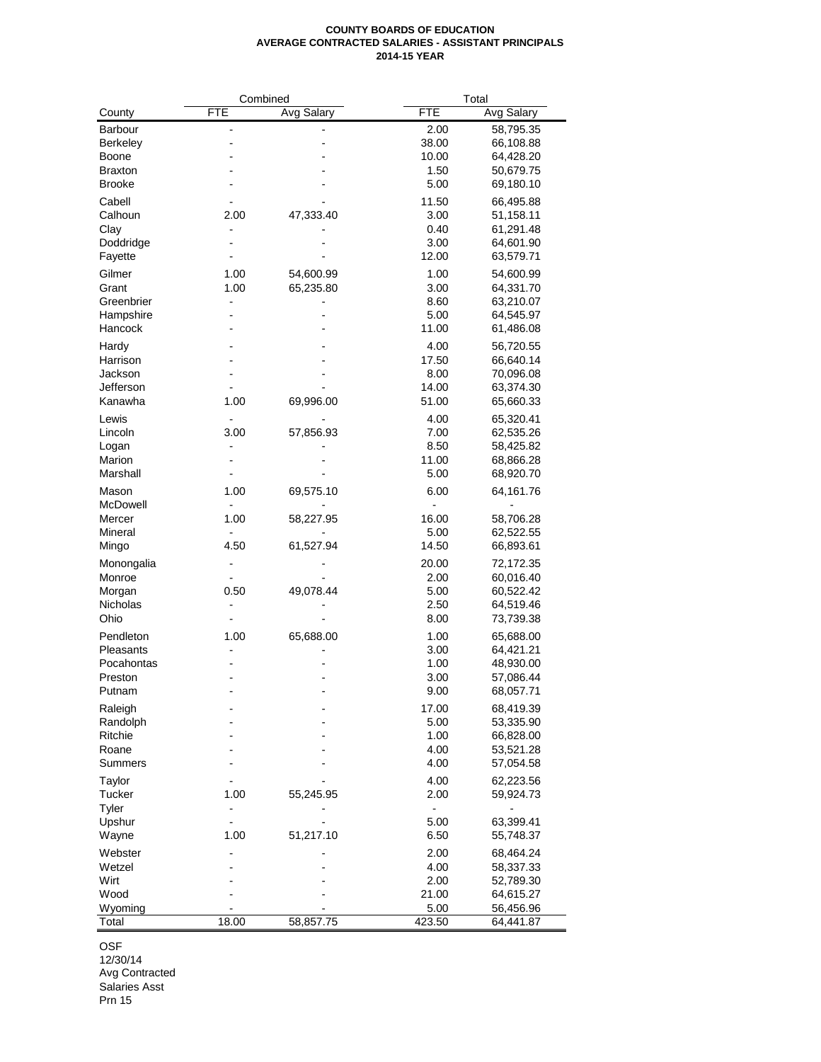**COUNTY BOARDS OF EDUCATION**
**AVERAGE CONTRACTED SALARIES - ASSISTANT PRINCIPALS**
**2014-15 YEAR**

| | Combined | | Total | |
|---|---|---|---|---|
| County | FTE | Avg Salary | FTE | Avg Salary |
| Barbour | - | - | 2.00 | 58,795.35 |
| Berkeley | - | - | 38.00 | 66,108.88 |
| Boone | - | - | 10.00 | 64,428.20 |
| Braxton | - | - | 1.50 | 50,679.75 |
| Brooke | - | - | 5.00 | 69,180.10 |
| Cabell | - | - | 11.50 | 66,495.88 |
| Calhoun | 2.00 | 47,333.40 | 3.00 | 51,158.11 |
| Clay | - | - | 0.40 | 61,291.48 |
| Doddridge | - | - | 3.00 | 64,601.90 |
| Fayette | - | - | 12.00 | 63,579.71 |
| Gilmer | 1.00 | 54,600.99 | 1.00 | 54,600.99 |
| Grant | 1.00 | 65,235.80 | 3.00 | 64,331.70 |
| Greenbrier | - | - | 8.60 | 63,210.07 |
| Hampshire | - | - | 5.00 | 64,545.97 |
| Hancock | - | - | 11.00 | 61,486.08 |
| Hardy | - | - | 4.00 | 56,720.55 |
| Harrison | - | - | 17.50 | 66,640.14 |
| Jackson | - | - | 8.00 | 70,096.08 |
| Jefferson | - | - | 14.00 | 63,374.30 |
| Kanawha | 1.00 | 69,996.00 | 51.00 | 65,660.33 |
| Lewis | - | - | 4.00 | 65,320.41 |
| Lincoln | 3.00 | 57,856.93 | 7.00 | 62,535.26 |
| Logan | - | - | 8.50 | 58,425.82 |
| Marion | - | - | 11.00 | 68,866.28 |
| Marshall | - | - | 5.00 | 68,920.70 |
| Mason | 1.00 | 69,575.10 | 6.00 | 64,161.76 |
| McDowell | - | - | - | - |
| Mercer | 1.00 | 58,227.95 | 16.00 | 58,706.28 |
| Mineral | - | - | 5.00 | 62,522.55 |
| Mingo | 4.50 | 61,527.94 | 14.50 | 66,893.61 |
| Monongalia | - | - | 20.00 | 72,172.35 |
| Monroe | - | - | 2.00 | 60,016.40 |
| Morgan | 0.50 | 49,078.44 | 5.00 | 60,522.42 |
| Nicholas | - | - | 2.50 | 64,519.46 |
| Ohio | - | - | 8.00 | 73,739.38 |
| Pendleton | 1.00 | 65,688.00 | 1.00 | 65,688.00 |
| Pleasants | - | - | 3.00 | 64,421.21 |
| Pocahontas | - | - | 1.00 | 48,930.00 |
| Preston | - | - | 3.00 | 57,086.44 |
| Putnam | - | - | 9.00 | 68,057.71 |
| Raleigh | - | - | 17.00 | 68,419.39 |
| Randolph | - | - | 5.00 | 53,335.90 |
| Ritchie | - | - | 1.00 | 66,828.00 |
| Roane | - | - | 4.00 | 53,521.28 |
| Summers | - | - | 4.00 | 57,054.58 |
| Taylor | - | - | 4.00 | 62,223.56 |
| Tucker | 1.00 | 55,245.95 | 2.00 | 59,924.73 |
| Tyler | - | - | - | - |
| Upshur | - | - | 5.00 | 63,399.41 |
| Wayne | 1.00 | 51,217.10 | 6.50 | 55,748.37 |
| Webster | - | - | 2.00 | 68,464.24 |
| Wetzel | - | - | 4.00 | 58,337.33 |
| Wirt | - | - | 2.00 | 52,789.30 |
| Wood | - | - | 21.00 | 64,615.27 |
| Wyoming | - | - | 5.00 | 56,456.96 |
| Total | 18.00 | 58,857.75 | 423.50 | 64,441.87 |

OSF
12/30/14
Avg Contracted
Salaries Asst
Prn 15